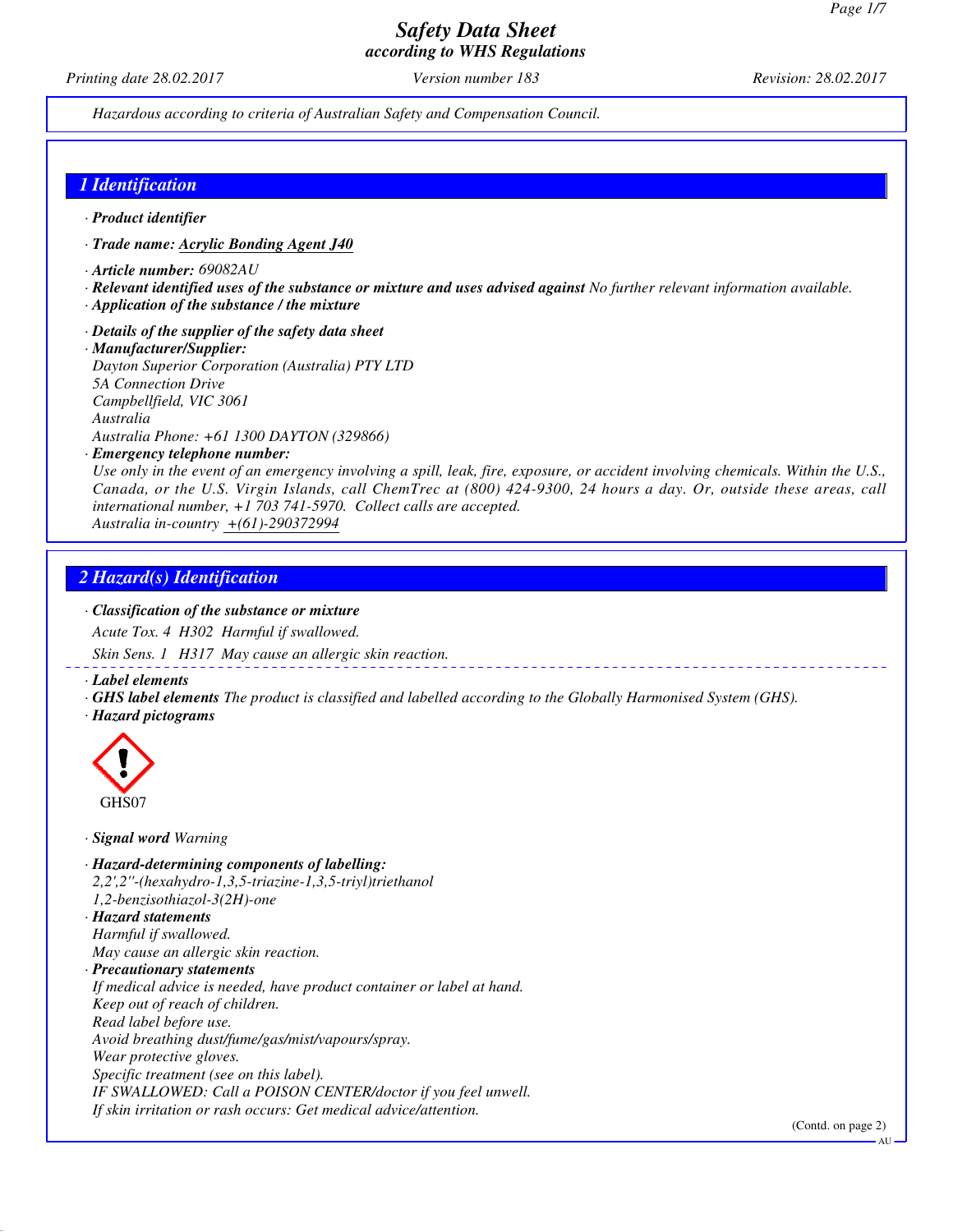# Safety Data Sheet
*according to WHS Regulations*

*Printing date 28.02.2017* *Version number 183* *Revision: 28.02.2017*

*Hazardous according to criteria of Australian Safety and Compensation Council.*

## 1 Identification

· **Product identifier**

· **Trade name: Acrylic Bonding Agent J40**

· **Article number:** 69082AU

· **Relevant identified uses of the substance or mixture and uses advised against** No further relevant information available.

· **Application of the substance / the mixture**

· **Details of the supplier of the safety data sheet**

· **Manufacturer/Supplier:**
Dayton Superior Corporation (Australia) PTY LTD
5A Connection Drive
Campbellfield, VIC 3061
Australia
Australia Phone: +61 1300 DAYTON (329866)

· **Emergency telephone number:**
Use only in the event of an emergency involving a spill, leak, fire, exposure, or accident involving chemicals. Within the U.S., Canada, or the U.S. Virgin Islands, call ChemTrec at (800) 424-9300, 24 hours a day. Or, outside these areas, call international number, +1 703 741-5970. Collect calls are accepted.
Australia in-country +(61)-290372994

## 2 Hazard(s) Identification

· **Classification of the substance or mixture**

Acute Tox. 4 H302 Harmful if swallowed.

Skin Sens. 1 H317 May cause an allergic skin reaction.

· **Label elements**

· **GHS label elements** The product is classified and labelled according to the Globally Harmonised System (GHS).

· **Hazard pictograms**

GHS07

· **Signal word** Warning

· **Hazard-determining components of labelling:**
2,2',2''-(hexahydro-1,3,5-triazine-1,3,5-triyl)triethanol
1,2-benzisothiazol-3(2H)-one

· **Hazard statements**
Harmful if swallowed.
May cause an allergic skin reaction.

· **Precautionary statements**
If medical advice is needed, have product container or label at hand.
Keep out of reach of children.
Read label before use.
Avoid breathing dust/fume/gas/mist/vapours/spray.
Wear protective gloves.
Specific treatment (see on this label).
IF SWALLOWED: Call a POISON CENTER/doctor if you feel unwell.
If skin irritation or rash occurs: Get medical advice/attention.

(Contd. on page 2)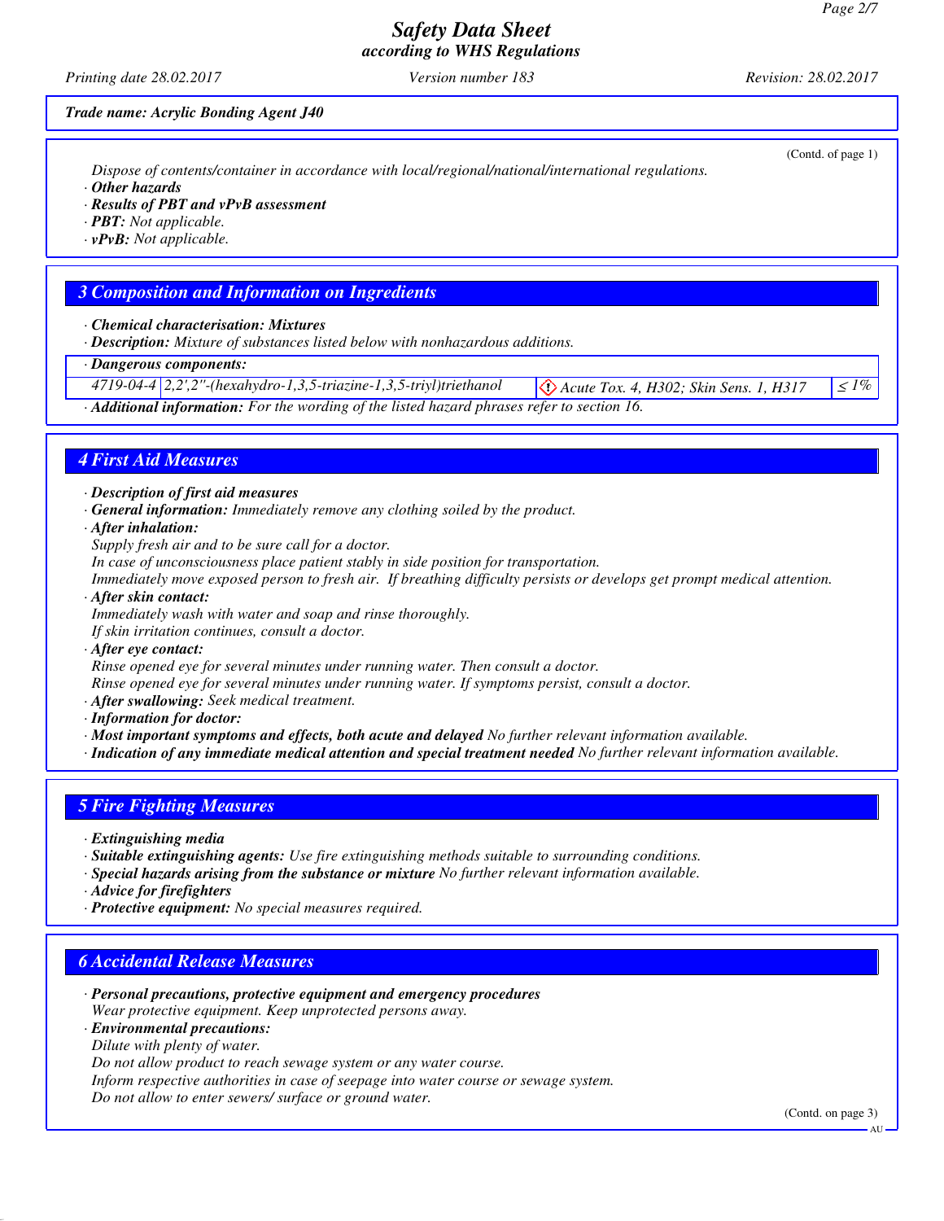*Trade name: Acrylic Bonding Agent J40*

(Contd. of page 1)

Dispose of contents/container in accordance with local/regional/national/international regulations.

· **Other hazards**
· **Results of PBT and vPvB assessment**
· **PBT:** Not applicable.
· **vPvB:** Not applicable.

## 3 Composition and Information on Ingredients

· **Chemical characterisation: Mixtures**
· **Description:** Mixture of substances listed below with nonhazardous additions.

| · **Dangerous components:** | | | |
|---|---|---|---|
| 4719-04-4 | 2,2',2''-(hexahydro-1,3,5-triazine-1,3,5-triyl)triethanol | Acute Tox. 4, H302; Skin Sens. 1, H317 | ≤ 1% |

· **Additional information:** For the wording of the listed hazard phrases refer to section 16.

## 4 First Aid Measures

· **Description of first aid measures**
· **General information:** Immediately remove any clothing soiled by the product.
· **After inhalation:**
Supply fresh air and to be sure call for a doctor.
In case of unconsciousness place patient stably in side position for transportation.
Immediately move exposed person to fresh air. If breathing difficulty persists or develops get prompt medical attention.
· **After skin contact:**
Immediately wash with water and soap and rinse thoroughly.
If skin irritation continues, consult a doctor.
· **After eye contact:**
Rinse opened eye for several minutes under running water. Then consult a doctor.
Rinse opened eye for several minutes under running water. If symptoms persist, consult a doctor.
· **After swallowing:** Seek medical treatment.
· **Information for doctor:**
· **Most important symptoms and effects, both acute and delayed** No further relevant information available.
· **Indication of any immediate medical attention and special treatment needed** No further relevant information available.

## 5 Fire Fighting Measures

· **Extinguishing media**
· **Suitable extinguishing agents:** Use fire extinguishing methods suitable to surrounding conditions.
· **Special hazards arising from the substance or mixture** No further relevant information available.
· **Advice for firefighters**
· **Protective equipment:** No special measures required.

## 6 Accidental Release Measures

· **Personal precautions, protective equipment and emergency procedures**
Wear protective equipment. Keep unprotected persons away.
· **Environmental precautions:**
Dilute with plenty of water.
Do not allow product to reach sewage system or any water course.
Inform respective authorities in case of seepage into water course or sewage system.
Do not allow to enter sewers/ surface or ground water.

(Contd. on page 3)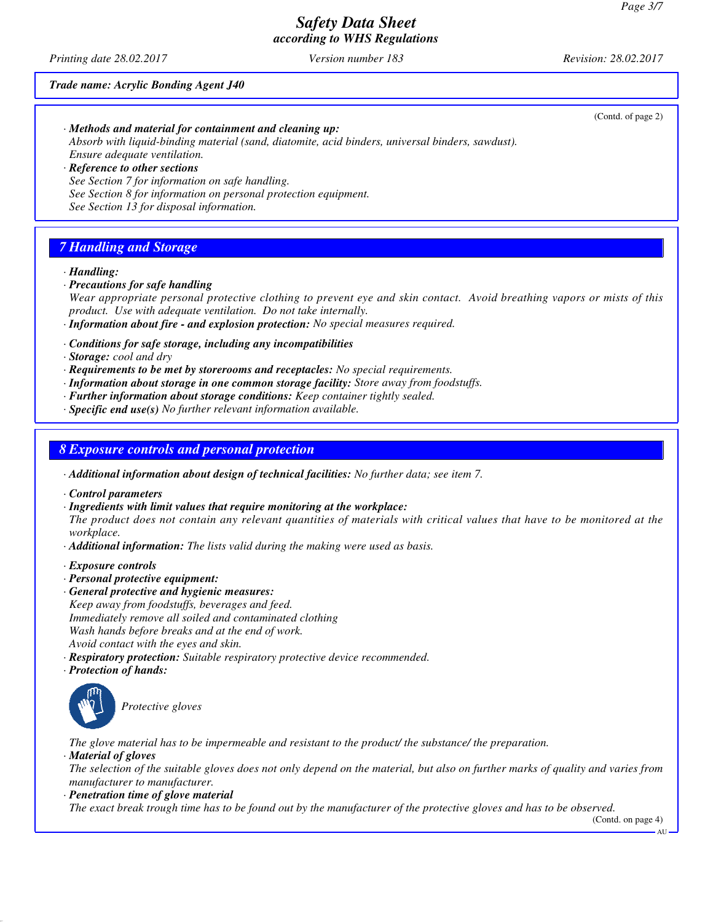*Trade name: Acrylic Bonding Agent J40*

(Contd. of page 2)

· **Methods and material for containment and cleaning up:**
Absorb with liquid-binding material (sand, diatomite, acid binders, universal binders, sawdust).
Ensure adequate ventilation.
· **Reference to other sections**
See Section 7 for information on safe handling.
See Section 8 for information on personal protection equipment.
See Section 13 for disposal information.

## 7 Handling and Storage

· **Handling:**
· **Precautions for safe handling**
Wear appropriate personal protective clothing to prevent eye and skin contact. Avoid breathing vapors or mists of this product. Use with adequate ventilation. Do not take internally.
· **Information about fire - and explosion protection:** No special measures required.

· **Conditions for safe storage, including any incompatibilities**
· **Storage:** cool and dry
· **Requirements to be met by storerooms and receptacles:** No special requirements.
· **Information about storage in one common storage facility:** Store away from foodstuffs.
· **Further information about storage conditions:** Keep container tightly sealed.
· **Specific end use(s)** No further relevant information available.

## 8 Exposure controls and personal protection

· **Additional information about design of technical facilities:** No further data; see item 7.

· **Control parameters**
· **Ingredients with limit values that require monitoring at the workplace:**
The product does not contain any relevant quantities of materials with critical values that have to be monitored at the workplace.
· **Additional information:** The lists valid during the making were used as basis.

· **Exposure controls**
· **Personal protective equipment:**
· **General protective and hygienic measures:**
Keep away from foodstuffs, beverages and feed.
Immediately remove all soiled and contaminated clothing
Wash hands before breaks and at the end of work.
Avoid contact with the eyes and skin.
· **Respiratory protection:** Suitable respiratory protective device recommended.
· **Protection of hands:**

Protective gloves

The glove material has to be impermeable and resistant to the product/ the substance/ the preparation.
· **Material of gloves**
The selection of the suitable gloves does not only depend on the material, but also on further marks of quality and varies from manufacturer to manufacturer.
· **Penetration time of glove material**
The exact break trough time has to be found out by the manufacturer of the protective gloves and has to be observed.

(Contd. on page 4)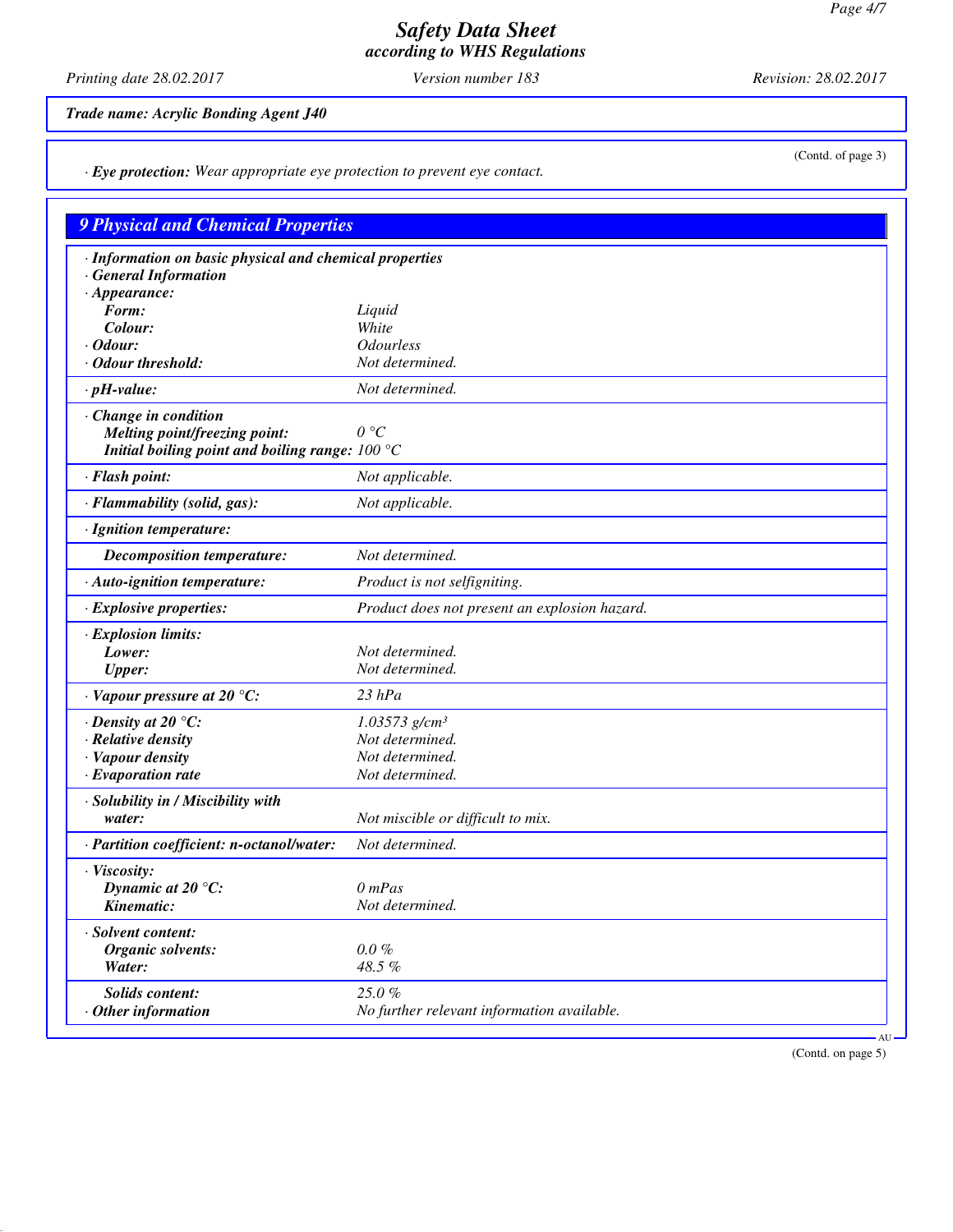**Trade name: Acrylic Bonding Agent J40**

(Contd. of page 3)

· **Eye protection:** *Wear appropriate eye protection to prevent eye contact.*

## 9 Physical and Chemical Properties

· **Information on basic physical and chemical properties**
· **General Information**
· **Appearance:**

| | |
|---|---|
| **Form:** | Liquid |
| **Colour:** | White |
| · **Odour:** | Odourless |
| · **Odour threshold:** | Not determined. |
| · **pH-value:** | Not determined. |
| · **Change in condition** | |
| **Melting point/freezing point:** | 0 °C |
| **Initial boiling point and boiling range:** | 100 °C |
| · **Flash point:** | Not applicable. |
| · **Flammability (solid, gas):** | Not applicable. |
| · **Ignition temperature:** | |
| **Decomposition temperature:** | Not determined. |
| · **Auto-ignition temperature:** | Product is not selfigniting. |
| · **Explosive properties:** | Product does not present an explosion hazard. |
| · **Explosion limits:** | |
| **Lower:** | Not determined. |
| **Upper:** | Not determined. |
| · **Vapour pressure at 20 °C:** | 23 hPa |
| · **Density at 20 °C:** | 1.03573 g/cm³ |
| · **Relative density** | Not determined. |
| · **Vapour density** | Not determined. |
| · **Evaporation rate** | Not determined. |
| · **Solubility in / Miscibility with** | |
| **water:** | Not miscible or difficult to mix. |
| · **Partition coefficient: n-octanol/water:** | Not determined. |
| · **Viscosity:** | |
| **Dynamic at 20 °C:** | 0 mPas |
| **Kinematic:** | Not determined. |
| · **Solvent content:** | |
| **Organic solvents:** | 0.0 % |
| **Water:** | 48.5 % |
| **Solids content:** | 25.0 % |
| · **Other information** | No further relevant information available. |

(Contd. on page 5)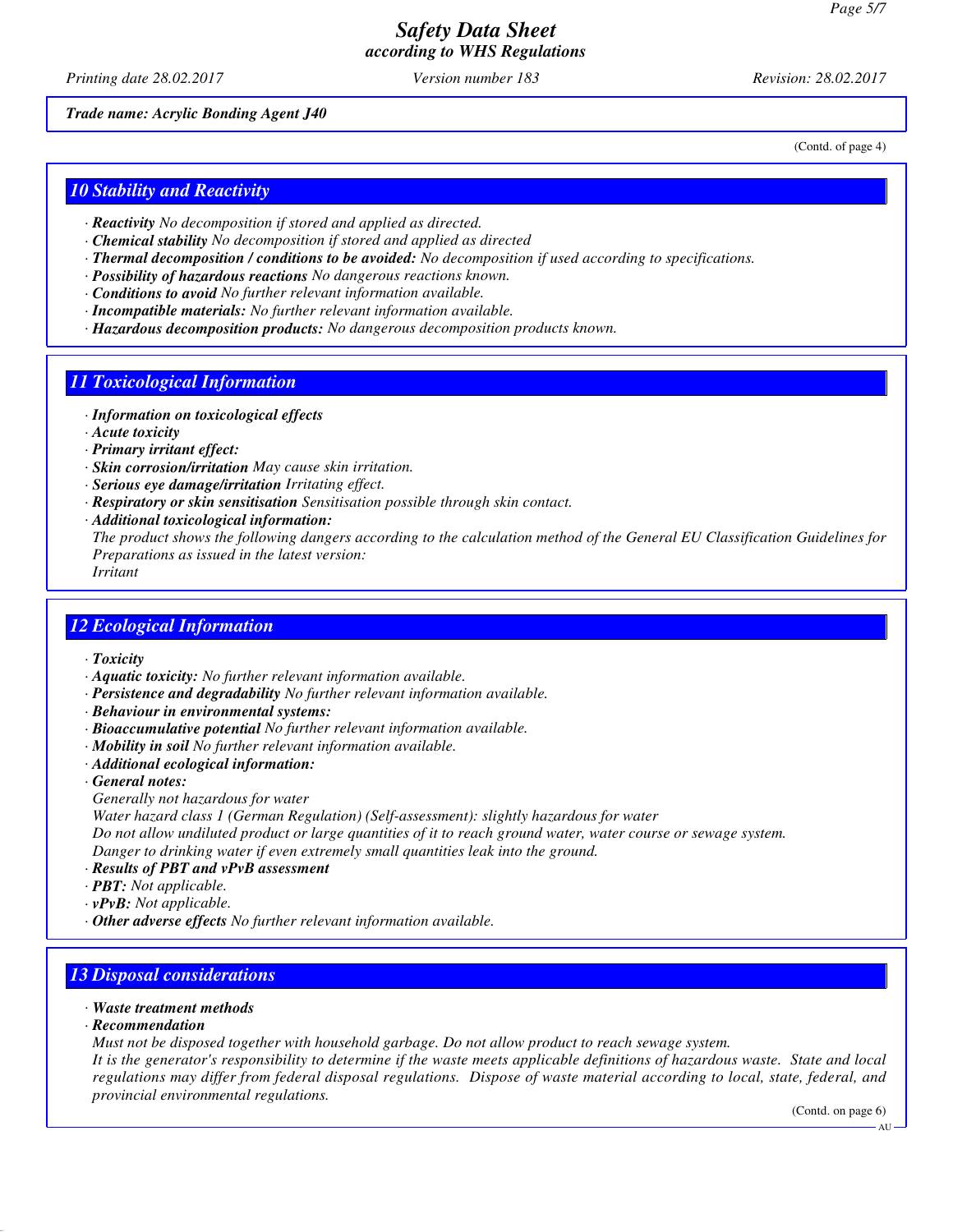*Trade name: Acrylic Bonding Agent J40*

(Contd. of page 4)

## 10 Stability and Reactivity

- ***Reactivity*** *No decomposition if stored and applied as directed.*
- ***Chemical stability*** *No decomposition if stored and applied as directed*
- ***Thermal decomposition / conditions to be avoided:*** *No decomposition if used according to specifications.*
- ***Possibility of hazardous reactions*** *No dangerous reactions known.*
- ***Conditions to avoid*** *No further relevant information available.*
- ***Incompatible materials:*** *No further relevant information available.*
- ***Hazardous decomposition products:*** *No dangerous decomposition products known.*

## 11 Toxicological Information

- ***Information on toxicological effects***
- ***Acute toxicity***
- ***Primary irritant effect:***
- ***Skin corrosion/irritation*** *May cause skin irritation.*
- ***Serious eye damage/irritation*** *Irritating effect.*
- ***Respiratory or skin sensitisation*** *Sensitisation possible through skin contact.*
- ***Additional toxicological information:***

  *The product shows the following dangers according to the calculation method of the General EU Classification Guidelines for Preparations as issued in the latest version:*

  *Irritant*

## 12 Ecological Information

- ***Toxicity***
- ***Aquatic toxicity:*** *No further relevant information available.*
- ***Persistence and degradability*** *No further relevant information available.*
- ***Behaviour in environmental systems:***
- ***Bioaccumulative potential*** *No further relevant information available.*
- ***Mobility in soil*** *No further relevant information available.*
- ***Additional ecological information:***
- ***General notes:***

  *Generally not hazardous for water*

  *Water hazard class 1 (German Regulation) (Self-assessment): slightly hazardous for water*

  *Do not allow undiluted product or large quantities of it to reach ground water, water course or sewage system.*

  *Danger to drinking water if even extremely small quantities leak into the ground.*
- ***Results of PBT and vPvB assessment***
- ***PBT:*** *Not applicable.*
- ***vPvB:*** *Not applicable.*
- ***Other adverse effects*** *No further relevant information available.*

## 13 Disposal considerations

- ***Waste treatment methods***
- ***Recommendation***

  *Must not be disposed together with household garbage. Do not allow product to reach sewage system.*

  *It is the generator's responsibility to determine if the waste meets applicable definitions of hazardous waste. State and local regulations may differ from federal disposal regulations. Dispose of waste material according to local, state, federal, and provincial environmental regulations.*

(Contd. on page 6)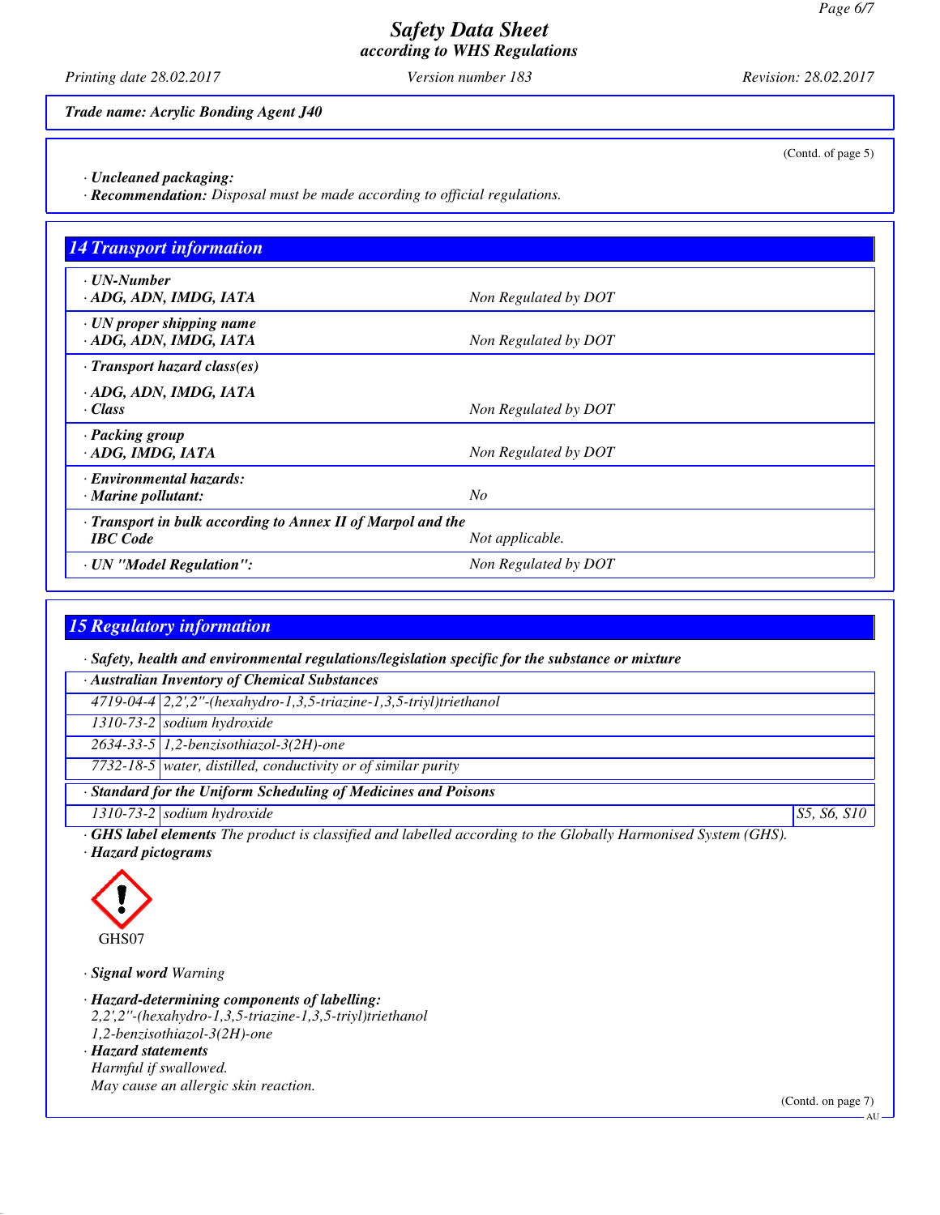(Contd. of page 5)

· **Uncleaned packaging:**
· **Recommendation:** *Disposal must be made according to official regulations.*

## 14 Transport information

| | |
|---|---|
| · **UN-Number** · **ADG, ADN, IMDG, IATA** | *Non Regulated by DOT* |
| · **UN proper shipping name** · **ADG, ADN, IMDG, IATA** | *Non Regulated by DOT* |
| · **Transport hazard class(es)** · **ADG, ADN, IMDG, IATA** · **Class** | *Non Regulated by DOT* |
| · **Packing group** · **ADG, IMDG, IATA** | *Non Regulated by DOT* |
| · **Environmental hazards:** · **Marine pollutant:** | *No* |
| · **Transport in bulk according to Annex II of Marpol and the IBC Code** | *Not applicable.* |
| · **UN "Model Regulation":** | *Non Regulated by DOT* |

## 15 Regulatory information

· **Safety, health and environmental regulations/legislation specific for the substance or mixture**

· **Australian Inventory of Chemical Substances**

| | |
|---|---|
| 4719-04-4 | 2,2',2''-(hexahydro-1,3,5-triazine-1,3,5-triyl)triethanol |
| 1310-73-2 | sodium hydroxide |
| 2634-33-5 | 1,2-benzisothiazol-3(2H)-one |
| 7732-18-5 | water, distilled, conductivity or of similar purity |

· **Standard for the Uniform Scheduling of Medicines and Poisons**

| | | |
|---|---|---|
| 1310-73-2 | sodium hydroxide | S5, S6, S10 |

· **GHS label elements** *The product is classified and labelled according to the Globally Harmonised System (GHS).*
· **Hazard pictograms**

GHS07

· **Signal word** *Warning*

· **Hazard-determining components of labelling:**
2,2',2''-(hexahydro-1,3,5-triazine-1,3,5-triyl)triethanol
1,2-benzisothiazol-3(2H)-one
· **Hazard statements**
Harmful if swallowed.
May cause an allergic skin reaction.

(Contd. on page 7)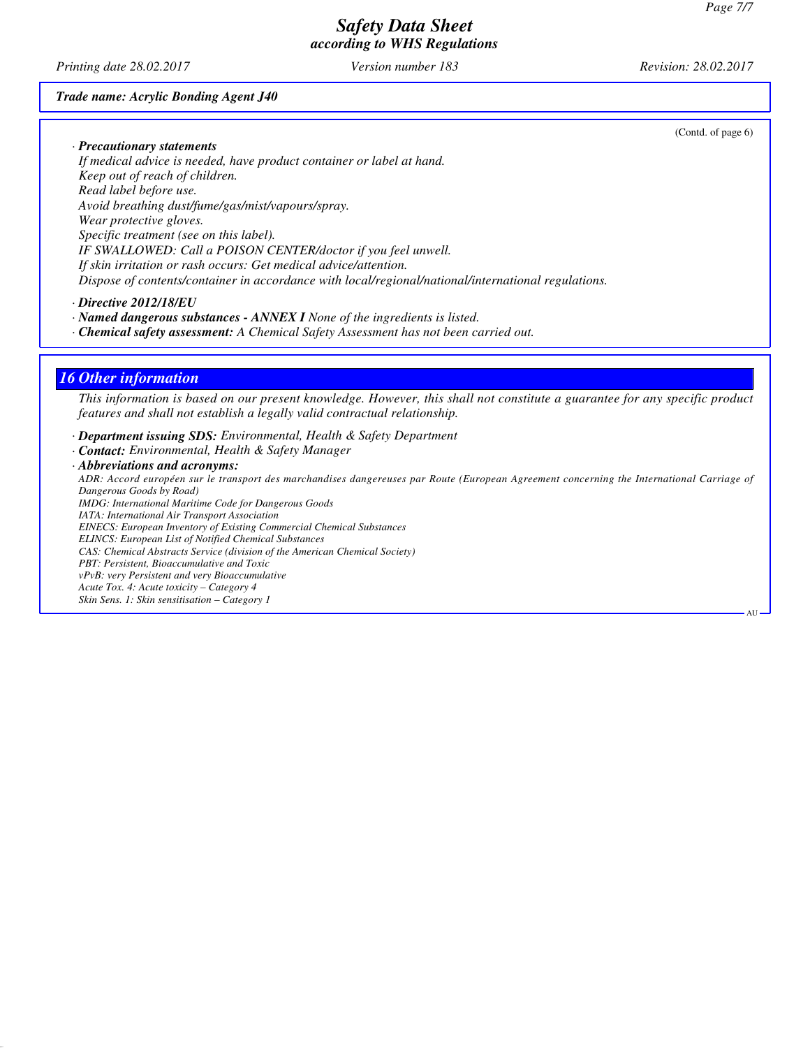(Contd. of page 6)

· ***Precautionary statements***

*If medical advice is needed, have product container or label at hand.*
*Keep out of reach of children.*
*Read label before use.*
*Avoid breathing dust/fume/gas/mist/vapours/spray.*
*Wear protective gloves.*
*Specific treatment (see on this label).*
*IF SWALLOWED: Call a POISON CENTER/doctor if you feel unwell.*
*If skin irritation or rash occurs: Get medical advice/attention.*
*Dispose of contents/container in accordance with local/regional/national/international regulations.*

· ***Directive 2012/18/EU***
· ***Named dangerous substances - ANNEX I*** *None of the ingredients is listed.*
· ***Chemical safety assessment:*** *A Chemical Safety Assessment has not been carried out.*

## 16 Other information

*This information is based on our present knowledge. However, this shall not constitute a guarantee for any specific product features and shall not establish a legally valid contractual relationship.*

· ***Department issuing SDS:*** *Environmental, Health & Safety Department*
· ***Contact:*** *Environmental, Health & Safety Manager*
· ***Abbreviations and acronyms:***

*ADR: Accord européen sur le transport des marchandises dangereuses par Route (European Agreement concerning the International Carriage of Dangerous Goods by Road)*
*IMDG: International Maritime Code for Dangerous Goods*
*IATA: International Air Transport Association*
*EINECS: European Inventory of Existing Commercial Chemical Substances*
*ELINCS: European List of Notified Chemical Substances*
*CAS: Chemical Abstracts Service (division of the American Chemical Society)*
*PBT: Persistent, Bioaccumulative and Toxic*
*vPvB: very Persistent and very Bioaccumulative*
*Acute Tox. 4: Acute toxicity – Category 4*
*Skin Sens. 1: Skin sensitisation – Category 1*